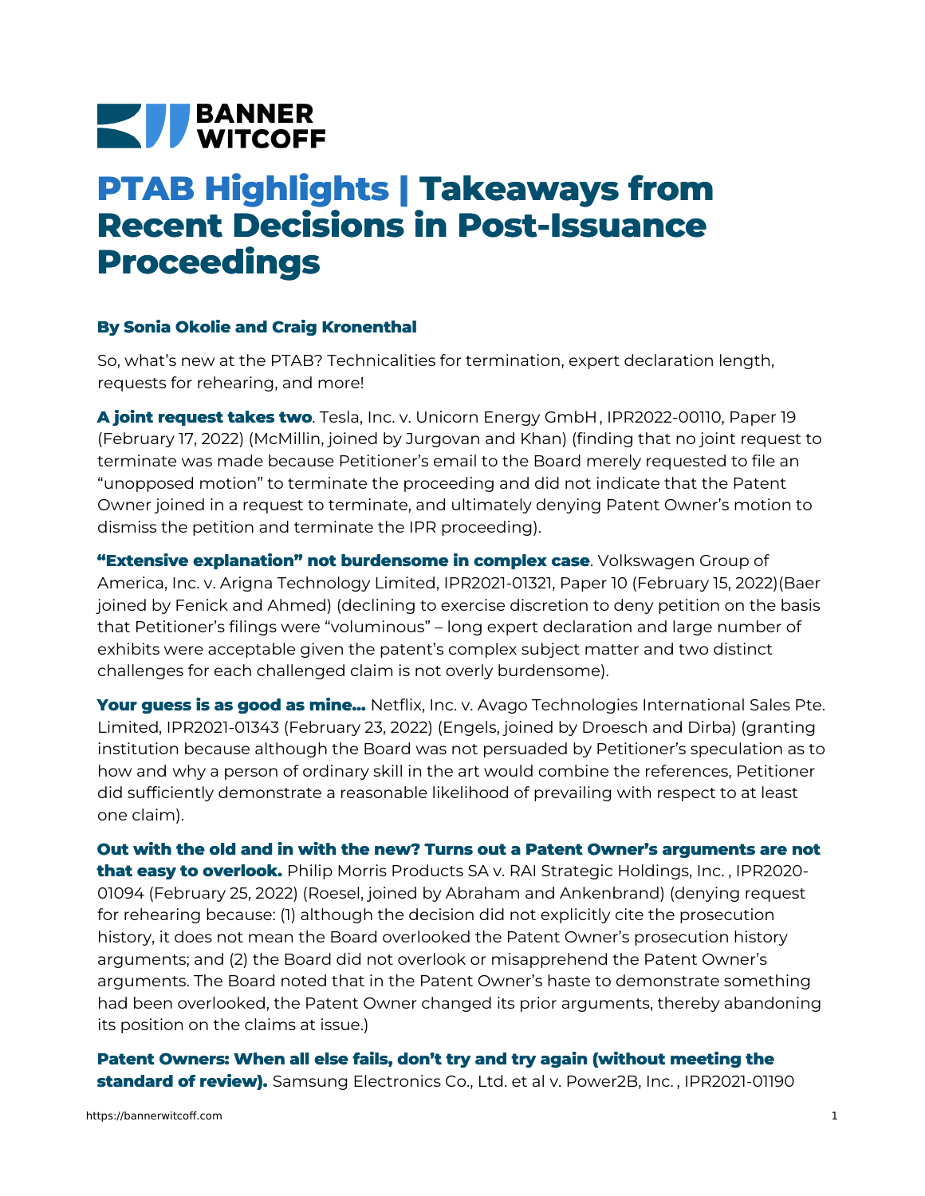BANNER WITCOFF

# PTAB Highlights | Takeaways from Recent Decisions in Post-Issuance Proceedings

**By Sonia Okolie and Craig Kronenthal**

So, what's new at the PTAB? Technicalities for termination, expert declaration length, requests for rehearing, and more!

**A joint request takes two**. Tesla, Inc. v. Unicorn Energy GmbH , IPR2022-00110, Paper 19 (February 17, 2022) (McMillin, joined by Jurgovan and Khan) (finding that no joint request to terminate was made because Petitioner's email to the Board merely requested to file an "unopposed motion" to terminate the proceeding and did not indicate that the Patent Owner joined in a request to terminate, and ultimately denying Patent Owner's motion to dismiss the petition and terminate the IPR proceeding).

**"Extensive explanation" not burdensome in complex case**. Volkswagen Group of America, Inc. v. Arigna Technology Limited, IPR2021-01321, Paper 10 (February 15, 2022)(Baer joined by Fenick and Ahmed) (declining to exercise discretion to deny petition on the basis that Petitioner's filings were "voluminous" – long expert declaration and large number of exhibits were acceptable given the patent's complex subject matter and two distinct challenges for each challenged claim is not overly burdensome).

**Your guess is as good as mine…** Netflix, Inc. v. Avago Technologies International Sales Pte. Limited, IPR2021-01343 (February 23, 2022) (Engels, joined by Droesch and Dirba) (granting institution because although the Board was not persuaded by Petitioner's speculation as to how and why a person of ordinary skill in the art would combine the references, Petitioner did sufficiently demonstrate a reasonable likelihood of prevailing with respect to at least one claim).

**Out with the old and in with the new? Turns out a Patent Owner's arguments are not that easy to overlook.** Philip Morris Products SA v. RAI Strategic Holdings, Inc. , IPR2020-01094 (February 25, 2022) (Roesel, joined by Abraham and Ankenbrand) (denying request for rehearing because: (1) although the decision did not explicitly cite the prosecution history, it does not mean the Board overlooked the Patent Owner's prosecution history arguments; and (2) the Board did not overlook or misapprehend the Patent Owner's arguments. The Board noted that in the Patent Owner's haste to demonstrate something had been overlooked, the Patent Owner changed its prior arguments, thereby abandoning its position on the claims at issue.)

**Patent Owners: When all else fails, don't try and try again (without meeting the standard of review).** Samsung Electronics Co., Ltd. et al v. Power2B, Inc. , IPR2021-01190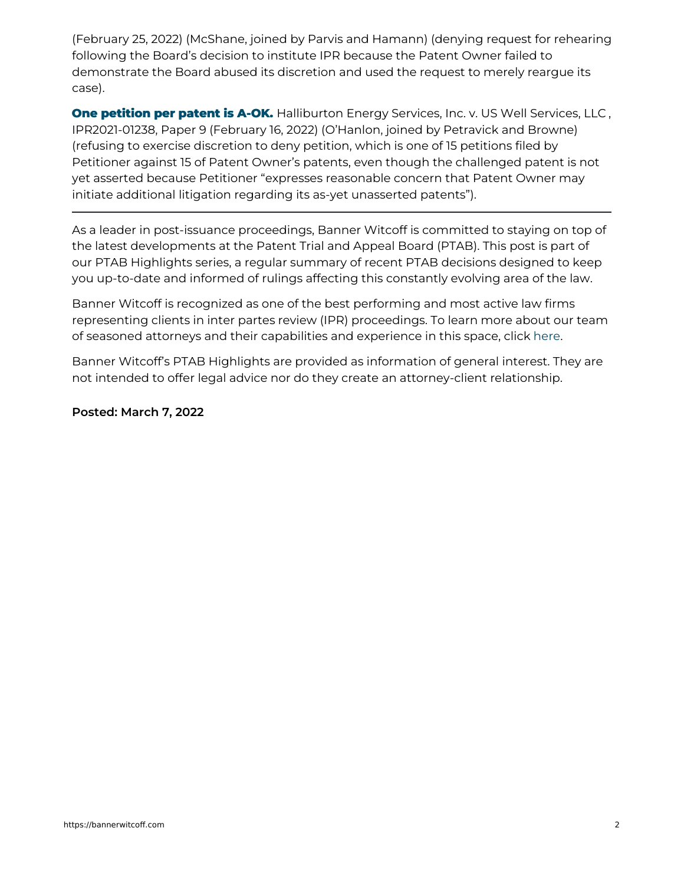(February 25, 2022) (McShane, joined by Parvis and Hamann) (denying request for rehearing following the Board's decision to institute IPR because the Patent Owner failed to demonstrate the Board abused its discretion and used the request to merely reargue its case).

**One petition per patent is A-OK.** Halliburton Energy Services, Inc. v. US Well Services, LLC , IPR2021-01238, Paper 9 (February 16, 2022) (O'Hanlon, joined by Petravick and Browne) (refusing to exercise discretion to deny petition, which is one of 15 petitions filed by Petitioner against 15 of Patent Owner's patents, even though the challenged patent is not yet asserted because Petitioner "expresses reasonable concern that Patent Owner may initiate additional litigation regarding its as-yet unasserted patents").

---

As a leader in post-issuance proceedings, Banner Witcoff is committed to staying on top of the latest developments at the Patent Trial and Appeal Board (PTAB). This post is part of our PTAB Highlights series, a regular summary of recent PTAB decisions designed to keep you up-to-date and informed of rulings affecting this constantly evolving area of the law.

Banner Witcoff is recognized as one of the best performing and most active law firms representing clients in inter partes review (IPR) proceedings. To learn more about our team of seasoned attorneys and their capabilities and experience in this space, click here.

Banner Witcoff's PTAB Highlights are provided as information of general interest. They are not intended to offer legal advice nor do they create an attorney-client relationship.

**Posted: March 7, 2022**